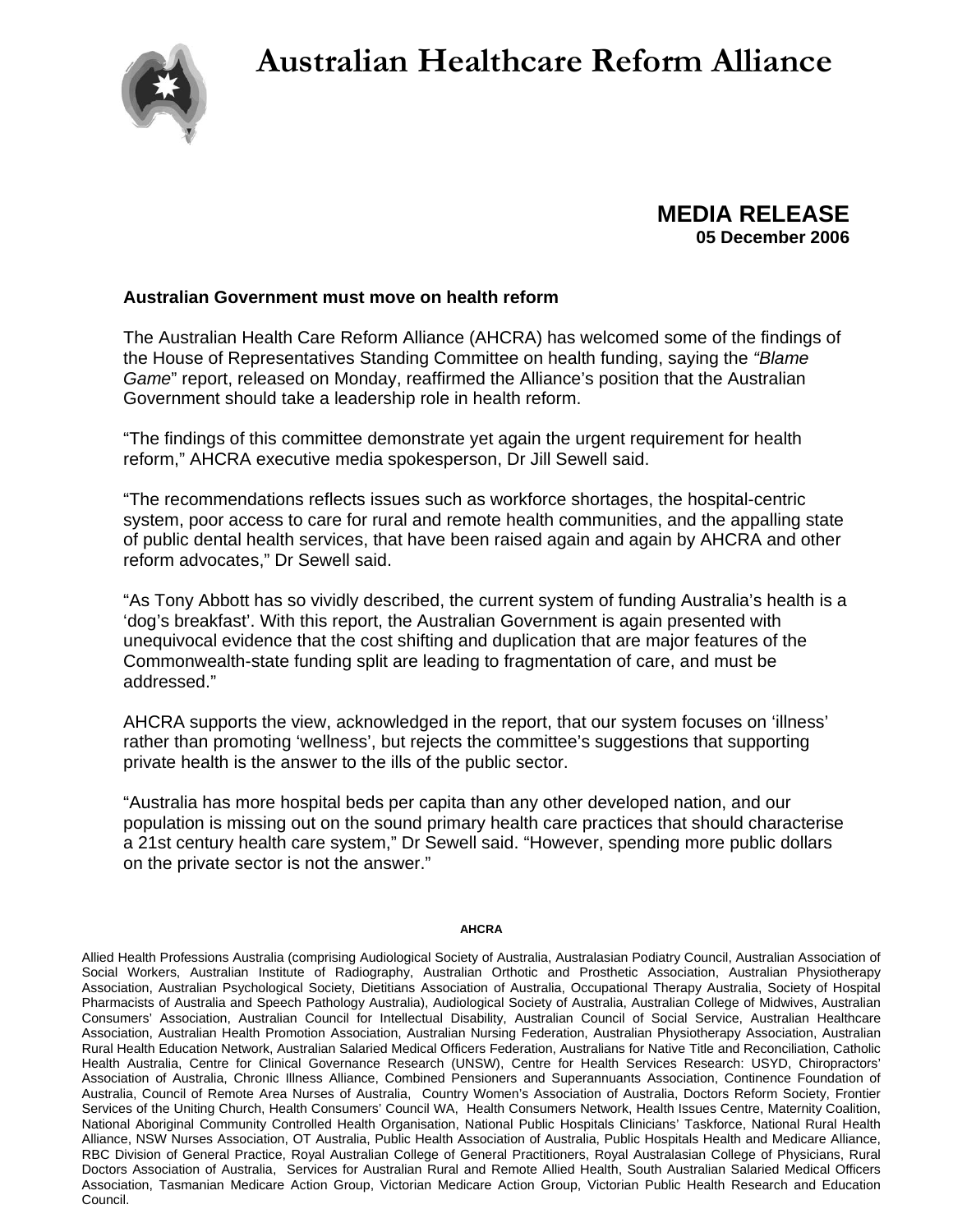# Australian Healthcare Reform Alliance

**MEDIA RELEASE**
**05 December 2006**

**Australian Government must move on health reform**

The Australian Health Care Reform Alliance (AHCRA) has welcomed some of the findings of the House of Representatives Standing Committee on health funding, saying the *"Blame Game*" report, released on Monday, reaffirmed the Alliance's position that the Australian Government should take a leadership role in health reform.

"The findings of this committee demonstrate yet again the urgent requirement for health reform," AHCRA executive media spokesperson, Dr Jill Sewell said.

"The recommendations reflects issues such as workforce shortages, the hospital-centric system, poor access to care for rural and remote health communities, and the appalling state of public dental health services, that have been raised again and again by AHCRA and other reform advocates," Dr Sewell said.

"As Tony Abbott has so vividly described, the current system of funding Australia's health is a 'dog's breakfast'. With this report, the Australian Government is again presented with unequivocal evidence that the cost shifting and duplication that are major features of the Commonwealth-state funding split are leading to fragmentation of care, and must be addressed."

AHCRA supports the view, acknowledged in the report, that our system focuses on 'illness' rather than promoting 'wellness', but rejects the committee's suggestions that supporting private health is the answer to the ills of the public sector.

"Australia has more hospital beds per capita than any other developed nation, and our population is missing out on the sound primary health care practices that should characterise a 21st century health care system," Dr Sewell said. "However, spending more public dollars on the private sector is not the answer."

**AHCRA**

Allied Health Professions Australia (comprising Audiological Society of Australia, Australasian Podiatry Council, Australian Association of Social Workers, Australian Institute of Radiography, Australian Orthotic and Prosthetic Association, Australian Physiotherapy Association, Australian Psychological Society, Dietitians Association of Australia, Occupational Therapy Australia, Society of Hospital Pharmacists of Australia and Speech Pathology Australia), Audiological Society of Australia, Australian College of Midwives, Australian Consumers' Association, Australian Council for Intellectual Disability, Australian Council of Social Service, Australian Healthcare Association, Australian Health Promotion Association, Australian Nursing Federation, Australian Physiotherapy Association, Australian Rural Health Education Network, Australian Salaried Medical Officers Federation, Australians for Native Title and Reconciliation, Catholic Health Australia, Centre for Clinical Governance Research (UNSW), Centre for Health Services Research: USYD, Chiropractors' Association of Australia, Chronic Illness Alliance, Combined Pensioners and Superannuants Association, Continence Foundation of Australia, Council of Remote Area Nurses of Australia, Country Women's Association of Australia, Doctors Reform Society, Frontier Services of the Uniting Church, Health Consumers' Council WA, Health Consumers Network, Health Issues Centre, Maternity Coalition, National Aboriginal Community Controlled Health Organisation, National Public Hospitals Clinicians' Taskforce, National Rural Health Alliance, NSW Nurses Association, OT Australia, Public Health Association of Australia, Public Hospitals Health and Medicare Alliance, RBC Division of General Practice, Royal Australian College of General Practitioners, Royal Australasian College of Physicians, Rural Doctors Association of Australia, Services for Australian Rural and Remote Allied Health, South Australian Salaried Medical Officers Association, Tasmanian Medicare Action Group, Victorian Medicare Action Group, Victorian Public Health Research and Education Council.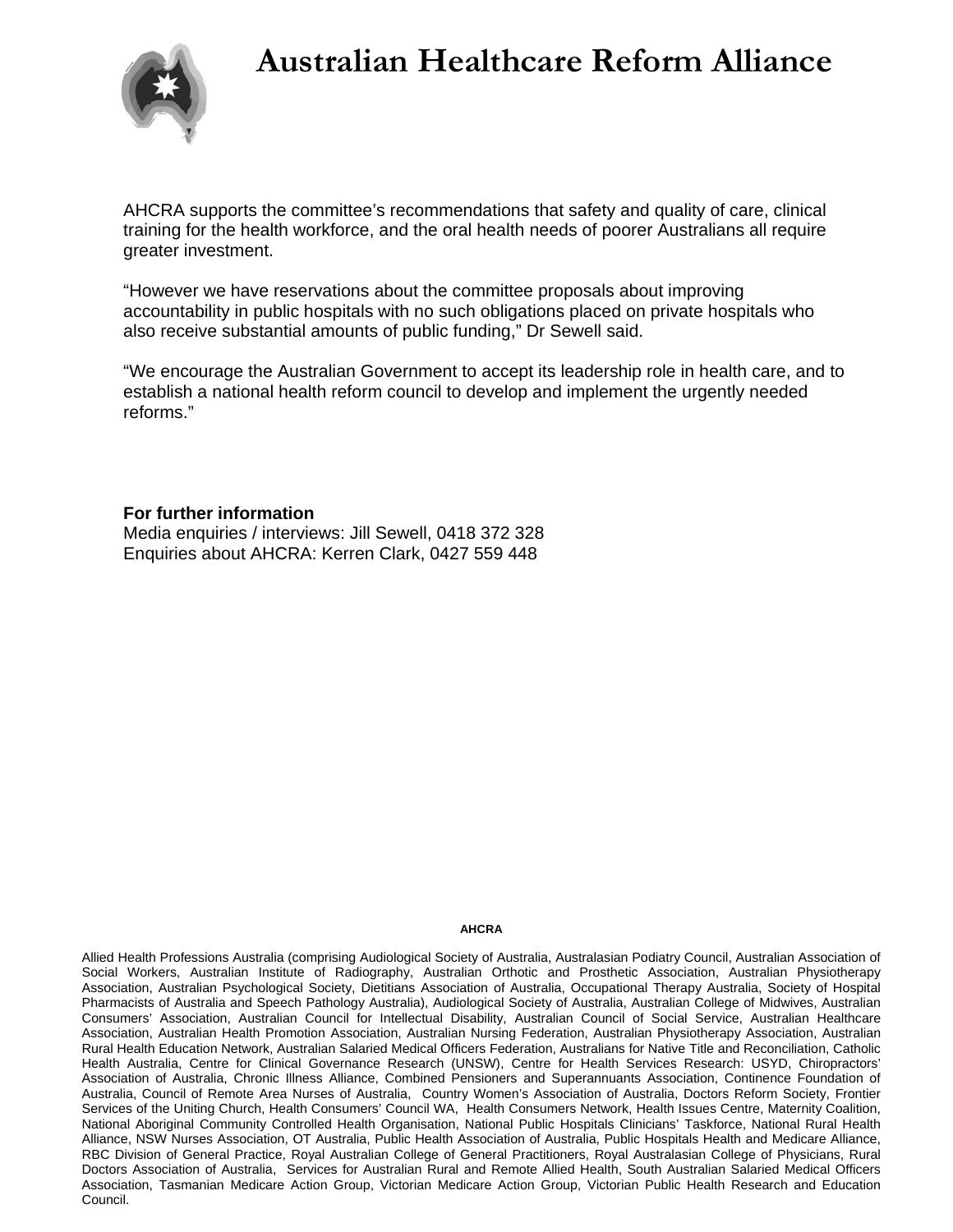# Australian Healthcare Reform Alliance

AHCRA supports the committee's recommendations that safety and quality of care, clinical training for the health workforce, and the oral health needs of poorer Australians all require greater investment.

"However we have reservations about the committee proposals about improving accountability in public hospitals with no such obligations placed on private hospitals who also receive substantial amounts of public funding," Dr Sewell said.

"We encourage the Australian Government to accept its leadership role in health care, and to establish a national health reform council to develop and implement the urgently needed reforms."

**For further information**
Media enquiries / interviews: Jill Sewell, 0418 372 328
Enquiries about AHCRA: Kerren Clark, 0427 559 448

**AHCRA**

Allied Health Professions Australia (comprising Audiological Society of Australia, Australasian Podiatry Council, Australian Association of Social Workers, Australian Institute of Radiography, Australian Orthotic and Prosthetic Association, Australian Physiotherapy Association, Australian Psychological Society, Dietitians Association of Australia, Occupational Therapy Australia, Society of Hospital Pharmacists of Australia and Speech Pathology Australia), Audiological Society of Australia, Australian College of Midwives, Australian Consumers' Association, Australian Council for Intellectual Disability, Australian Council of Social Service, Australian Healthcare Association, Australian Health Promotion Association, Australian Nursing Federation, Australian Physiotherapy Association, Australian Rural Health Education Network, Australian Salaried Medical Officers Federation, Australians for Native Title and Reconciliation, Catholic Health Australia, Centre for Clinical Governance Research (UNSW), Centre for Health Services Research: USYD, Chiropractors' Association of Australia, Chronic Illness Alliance, Combined Pensioners and Superannuants Association, Continence Foundation of Australia, Council of Remote Area Nurses of Australia, Country Women's Association of Australia, Doctors Reform Society, Frontier Services of the Uniting Church, Health Consumers' Council WA, Health Consumers Network, Health Issues Centre, Maternity Coalition, National Aboriginal Community Controlled Health Organisation, National Public Hospitals Clinicians' Taskforce, National Rural Health Alliance, NSW Nurses Association, OT Australia, Public Health Association of Australia, Public Hospitals Health and Medicare Alliance, RBC Division of General Practice, Royal Australian College of General Practitioners, Royal Australasian College of Physicians, Rural Doctors Association of Australia, Services for Australian Rural and Remote Allied Health, South Australian Salaried Medical Officers Association, Tasmanian Medicare Action Group, Victorian Medicare Action Group, Victorian Public Health Research and Education Council.